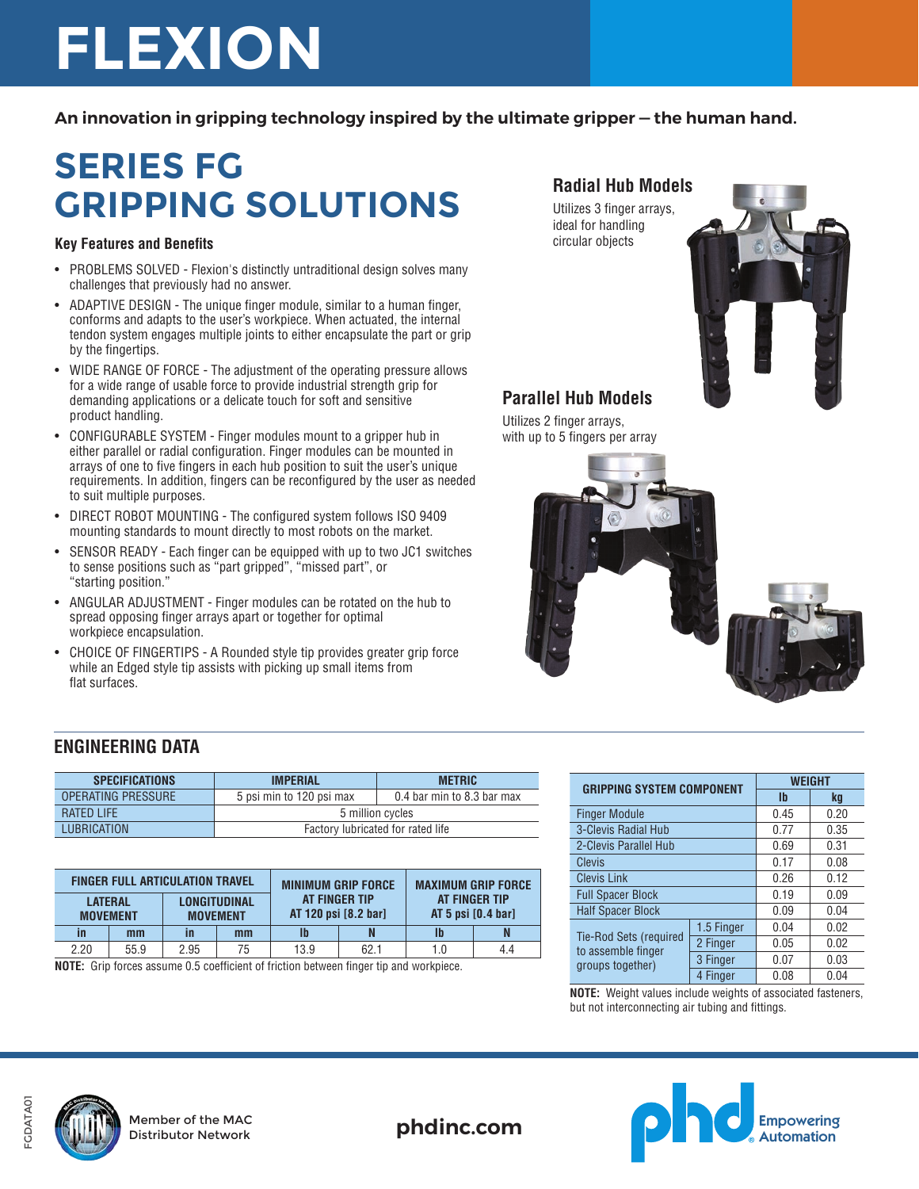# FLEXION

**An innovation in gripping technology inspired by the ultimate gripper — the human hand.**

## SERIES FG GRIPPING SOLUTIONS

### Key Features and Benefits

- PROBLEMS SOLVED - Flexion's distinctly untraditional design solves many challenges that previously had no answer.
- ADAPTIVE DESIGN - The unique finger module, similar to a human finger, conforms and adapts to the user's workpiece. When actuated, the internal tendon system engages multiple joints to either encapsulate the part or grip by the fingertips.
- WIDE RANGE OF FORCE - The adjustment of the operating pressure allows for a wide range of usable force to provide industrial strength grip for demanding applications or a delicate touch for soft and sensitive product handling.
- CONFIGURABLE SYSTEM - Finger modules mount to a gripper hub in either parallel or radial configuration. Finger modules can be mounted in arrays of one to five fingers in each hub position to suit the user's unique requirements. In addition, fingers can be reconfigured by the user as needed to suit multiple purposes.
- DIRECT ROBOT MOUNTING - The configured system follows ISO 9409 mounting standards to mount directly to most robots on the market.
- SENSOR READY - Each finger can be equipped with up to two JC1 switches to sense positions such as "part gripped", "missed part", or "starting position."
- ANGULAR ADJUSTMENT - Finger modules can be rotated on the hub to spread opposing finger arrays apart or together for optimal workpiece encapsulation.
- CHOICE OF FINGERTIPS - A Rounded style tip provides greater grip force while an Edged style tip assists with picking up small items from flat surfaces.

### Radial Hub Models

Utilizes 3 finger arrays, ideal for handling circular objects

### Parallel Hub Models

Utilizes 2 finger arrays, with up to 5 fingers per array

## ENGINEERING DATA

| SPECIFICATIONS | IMPERIAL | METRIC |
|---|---|---|
| OPERATING PRESSURE | 5 psi min to 120 psi max | 0.4 bar min to 8.3 bar max |
| RATED LIFE | 5 million cycles | |
| LUBRICATION | Factory lubricated for rated life | |

| FINGER FULL ARTICULATION TRAVEL | | | | MINIMUM GRIP FORCE AT FINGER TIP AT 120 psi [8.2 bar] | | MAXIMUM GRIP FORCE AT FINGER TIP AT 5 psi [0.4 bar] | |
|---|---|---|---|---|---|---|---|
| LATERAL MOVEMENT | | LONGITUDINAL MOVEMENT | | | | | |
| in | mm | in | mm | lb | N | lb | N |
| 2.20 | 55.9 | 2.95 | 75 | 13.9 | 62.1 | 1.0 | 4.4 |

**NOTE:** Grip forces assume 0.5 coefficient of friction between finger tip and workpiece.

| GRIPPING SYSTEM COMPONENT | | WEIGHT | |
|---|---|---|---|
| | | lb | kg |
| Finger Module | | 0.45 | 0.20 |
| 3-Clevis Radial Hub | | 0.77 | 0.35 |
| 2-Clevis Parallel Hub | | 0.69 | 0.31 |
| Clevis | | 0.17 | 0.08 |
| Clevis Link | | 0.26 | 0.12 |
| Full Spacer Block | | 0.19 | 0.09 |
| Half Spacer Block | | 0.09 | 0.04 |
| Tie-Rod Sets (required to assemble finger groups together) | 1.5 Finger | 0.04 | 0.02 |
| | 2 Finger | 0.05 | 0.02 |
| | 3 Finger | 0.07 | 0.03 |
| | 4 Finger | 0.08 | 0.04 |

**NOTE:** Weight values include weights of associated fasteners, but not interconnecting air tubing and fittings.

Member of the MAC Distributor Network

phdinc.com

phd Empowering Automation

FGDATA01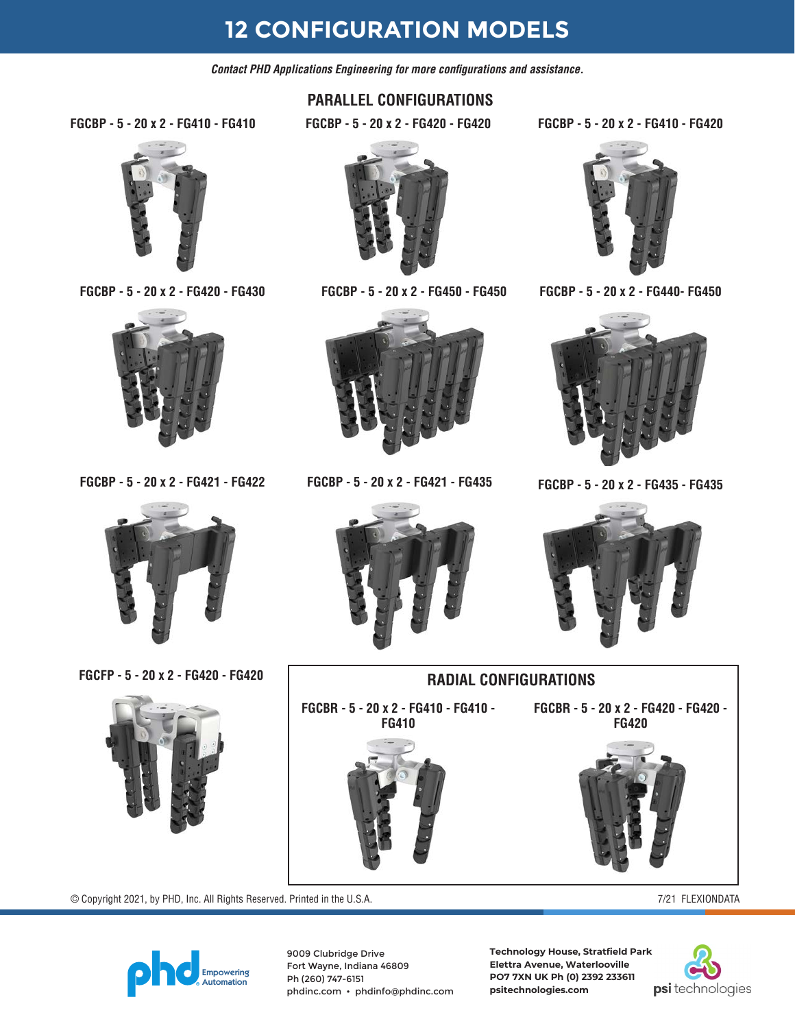# 12 CONFIGURATION MODELS

*Contact PHD Applications Engineering for more configurations and assistance.*

## PARALLEL CONFIGURATIONS

FGCBP - 5 - 20 x 2 - FG410 - FG410

FGCBP - 5 - 20 x 2 - FG420 - FG420

FGCBP - 5 - 20 x 2 - FG410 - FG420

FGCBP - 5 - 20 x 2 - FG420 - FG430

FGCBP - 5 - 20 x 2 - FG450 - FG450

FGCBP - 5 - 20 x 2 - FG440- FG450

FGCBP - 5 - 20 x 2 - FG421 - FG422

FGCBP - 5 - 20 x 2 - FG421 - FG435

FGCBP - 5 - 20 x 2 - FG435 - FG435

FGCFP - 5 - 20 x 2 - FG420 - FG420

## RADIAL CONFIGURATIONS

FGCBR - 5 - 20 x 2 - FG410 - FG410 - FG410

FGCBR - 5 - 20 x 2 - FG420 - FG420 - FG420

© Copyright 2021, by PHD, Inc. All Rights Reserved. Printed in the U.S.A.

7/21 FLEXIONDATA

phd Empowering Automation

9009 Clubridge Drive
Fort Wayne, Indiana 46809
Ph (260) 747-6151
phdinc.com • phdinfo@phdinc.com

**Technology House, Stratfield Park**
**Elettra Avenue, Waterlooville**
**PO7 7XN UK Ph (0) 2392 233611**
**psitechnologies.com**

psi technologies